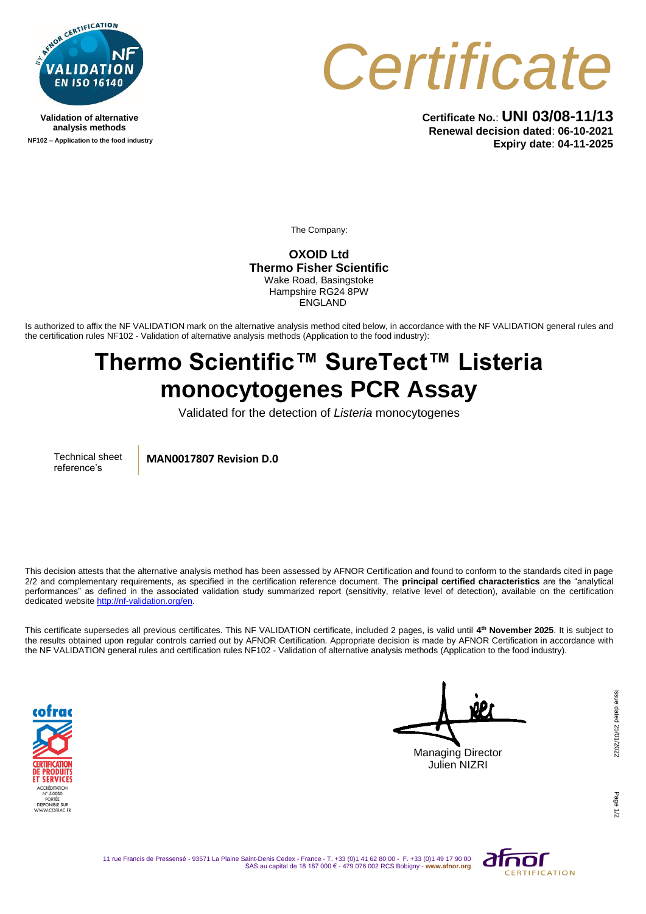Validation of alternative analysis methods

NF102 – Application to the food industry

# Certificate

**Certificate No.**: **UNI 03/08-11/13**
**Renewal decision dated**: **06-10-2021**
**Expiry date**: **04-11-2025**

The Company:

**OXOID Ltd**
**Thermo Fisher Scientific**
Wake Road, Basingstoke
Hampshire RG24 8PW
ENGLAND

Is authorized to affix the NF VALIDATION mark on the alternative analysis method cited below, in accordance with the NF VALIDATION general rules and the certification rules NF102 - Validation of alternative analysis methods (Application to the food industry):

# Thermo Scientific™ SureTect™ Listeria monocytogenes PCR Assay

Validated for the detection of *Listeria* monocytogenes

| Technical sheet reference's | **MAN0017807 Revision D.0** |
|---|---|

This decision attests that the alternative analysis method has been assessed by AFNOR Certification and found to conform to the standards cited in page 2/2 and complementary requirements, as specified in the certification reference document. The **principal certified characteristics** are the "analytical performances" as defined in the associated validation study summarized report (sensitivity, relative level of detection), available on the certification dedicated website http://nf-validation.org/en.

This certificate supersedes all previous certificates. This NF VALIDATION certificate, included 2 pages, is valid until **4th November 2025**. It is subject to the results obtained upon regular controls carried out by AFNOR Certification. Appropriate decision is made by AFNOR Certification in accordance with the NF VALIDATION general rules and certification rules NF102 - Validation of alternative analysis methods (Application to the food industry).

Managing Director
Julien NIZRI

Issue dated 25/01/2022

cofrac CERTIFICATION DE PRODUITS ET SERVICES ACCRÉDITATION N° 5-0030 PORTÉE DISPONIBLE SUR WWW.COFRAC.FR

11 rue Francis de Pressensé - 93571 La Plaine Saint-Denis Cedex - France - T. +33 (0)1 41 62 80 00 - F. +33 (0)1 49 17 90 00
SAS au capital de 18 187 000 € - 479 076 002 RCS Bobigny - www.afnor.org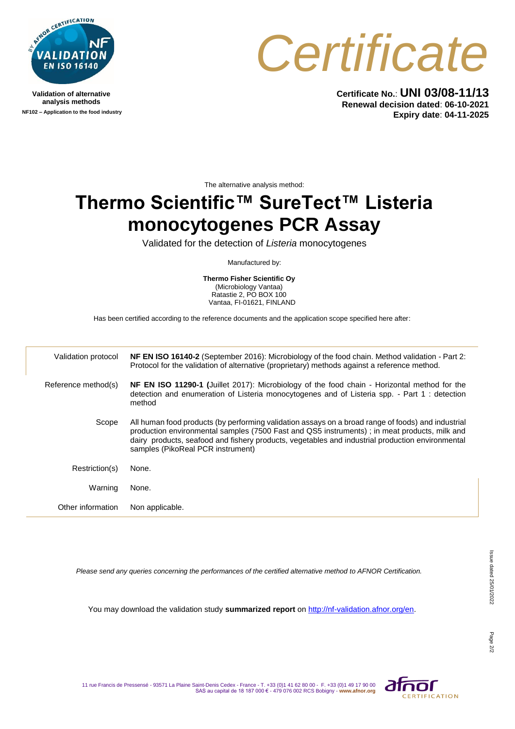Validation of alternative analysis methods

NF102 – Application to the food industry

# Certificate

**Certificate No.**: **UNI 03/08-11/13**
**Renewal decision dated**: **06-10-2021**
**Expiry date**: **04-11-2025**

The alternative analysis method:

# Thermo Scientific™ SureTect™ Listeria monocytogenes PCR Assay

Validated for the detection of *Listeria* monocytogenes

Manufactured by:

**Thermo Fisher Scientific Oy**
(Microbiology Vantaa)
Ratastie 2, PO BOX 100
Vantaa, FI-01621, FINLAND

Has been certified according to the reference documents and the application scope specified here after:

| | |
|---|---|
| Validation protocol | **NF EN ISO 16140-2** (September 2016): Microbiology of the food chain. Method validation - Part 2: Protocol for the validation of alternative (proprietary) methods against a reference method. |
| Reference method(s) | **NF EN ISO 11290-1 (**Juillet 2017): Microbiology of the food chain - Horizontal method for the detection and enumeration of Listeria monocytogenes and of Listeria spp. - Part 1 : detection method |
| Scope | All human food products (by performing validation assays on a broad range of foods) and industrial production environmental samples (7500 Fast and QS5 instruments) ; in meat products, milk and dairy products, seafood and fishery products, vegetables and industrial production environmental samples (PikoReal PCR instrument) |
| Restriction(s) | None. |
| Warning | None. |
| Other information | Non applicable. |

*Please send any queries concerning the performances of the certified alternative method to AFNOR Certification.*

You may download the validation study **summarized report** on http://nf-validation.afnor.org/en.

Issue dated 25/01/2022

11 rue Francis de Pressensé - 93571 La Plaine Saint-Denis Cedex - France - T. +33 (0)1 41 62 80 00 - F. +33 (0)1 49 17 90 00
SAS au capital de 18 187 000 € - 479 076 002 RCS Bobigny - **www.afnor.org**